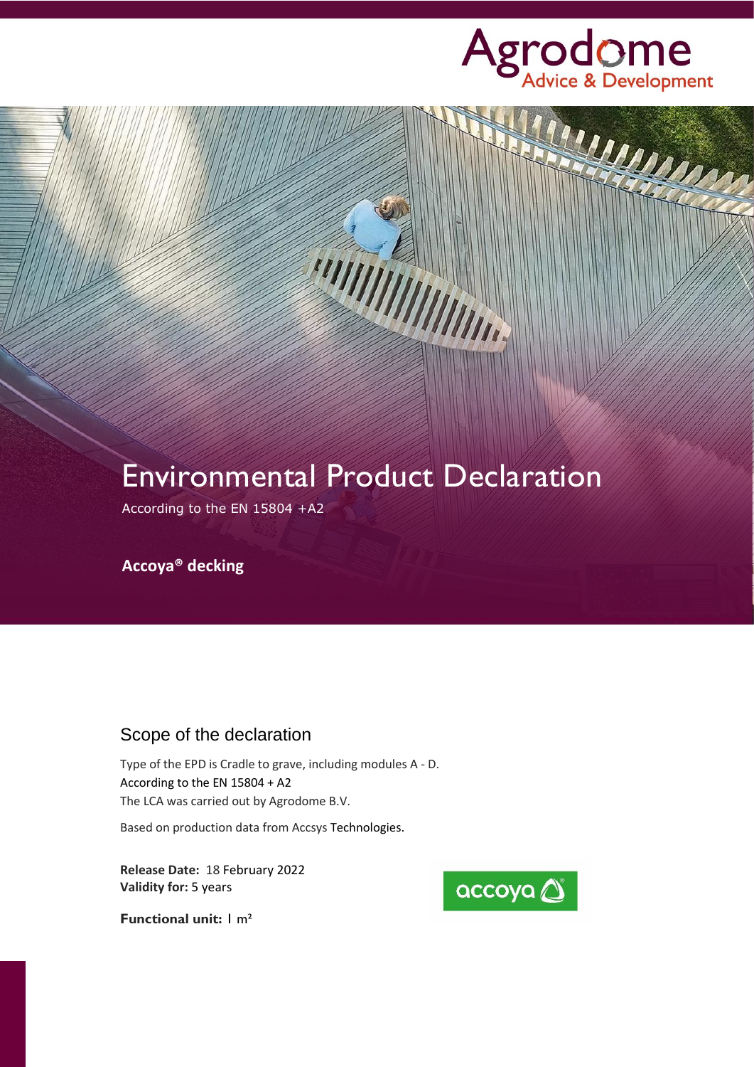Agrodome
Advice & Development

# Environmental Product Declaration

According to the EN 15804 +A2

**Accoya® decking**

## Scope of the declaration

Type of the EPD is Cradle to grave, including modules A - D.
According to the EN 15804 + A2
The LCA was carried out by Agrodome B.V.

Based on production data from Accsys Technologies.

**Release Date:** 18 February 2022
**Validity for:** 5 years

**Functional unit:** 1 m²

accoya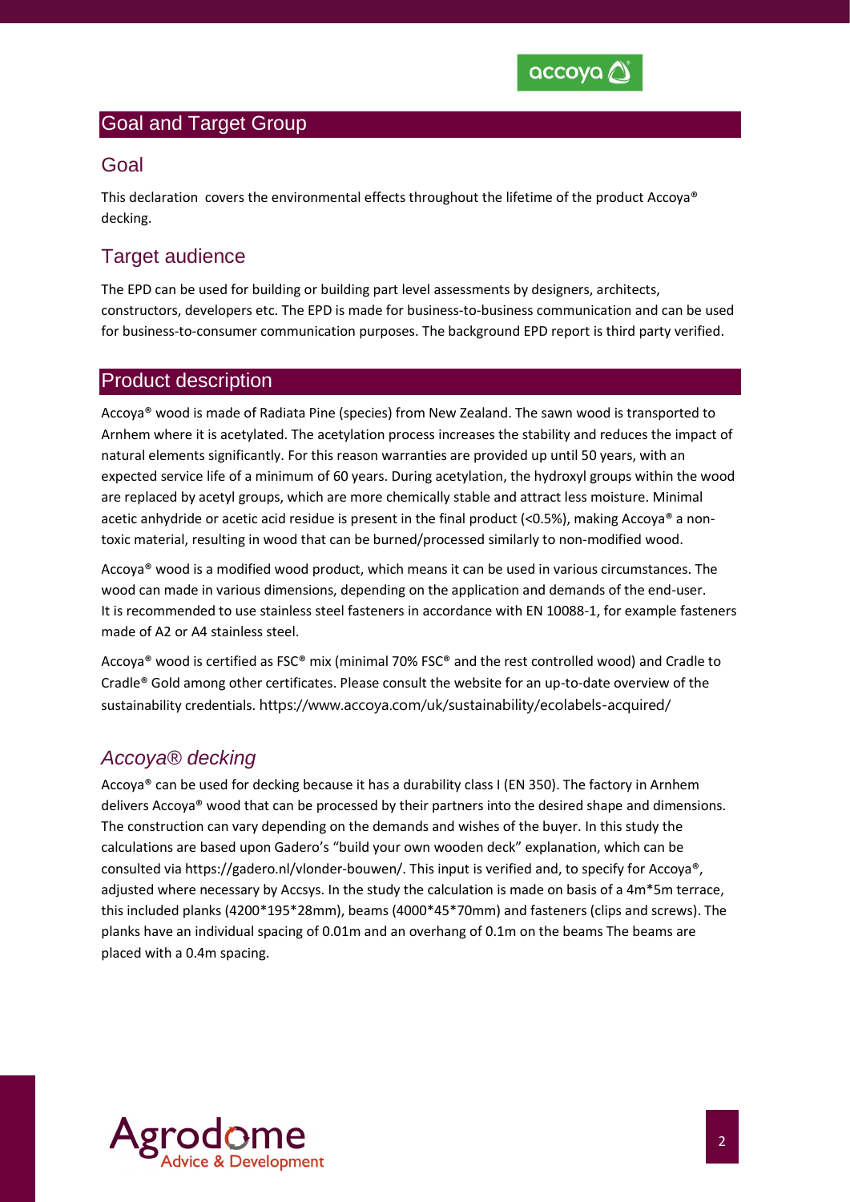## Goal and Target Group

### Goal

This declaration covers the environmental effects throughout the lifetime of the product Accoya® decking.

### Target audience

The EPD can be used for building or building part level assessments by designers, architects, constructors, developers etc. The EPD is made for business-to-business communication and can be used for business-to-consumer communication purposes. The background EPD report is third party verified.

## Product description

Accoya® wood is made of Radiata Pine (species) from New Zealand. The sawn wood is transported to Arnhem where it is acetylated. The acetylation process increases the stability and reduces the impact of natural elements significantly. For this reason warranties are provided up until 50 years, with an expected service life of a minimum of 60 years. During acetylation, the hydroxyl groups within the wood are replaced by acetyl groups, which are more chemically stable and attract less moisture. Minimal acetic anhydride or acetic acid residue is present in the final product (<0.5%), making Accoya® a non-toxic material, resulting in wood that can be burned/processed similarly to non-modified wood.

Accoya® wood is a modified wood product, which means it can be used in various circumstances. The wood can made in various dimensions, depending on the application and demands of the end-user. It is recommended to use stainless steel fasteners in accordance with EN 10088-1, for example fasteners made of A2 or A4 stainless steel.

Accoya® wood is certified as FSC® mix (minimal 70% FSC® and the rest controlled wood) and Cradle to Cradle® Gold among other certificates. Please consult the website for an up-to-date overview of the sustainability credentials. https://www.accoya.com/uk/sustainability/ecolabels-acquired/

### *Accoya® decking*

Accoya® can be used for decking because it has a durability class I (EN 350). The factory in Arnhem delivers Accoya® wood that can be processed by their partners into the desired shape and dimensions. The construction can vary depending on the demands and wishes of the buyer. In this study the calculations are based upon Gadero's "build your own wooden deck" explanation, which can be consulted via https://gadero.nl/vlonder-bouwen/. This input is verified and, to specify for Accoya®, adjusted where necessary by Accsys. In the study the calculation is made on basis of a 4m*5m terrace, this included planks (4200*195*28mm), beams (4000*45*70mm) and fasteners (clips and screws). The planks have an individual spacing of 0.01m and an overhang of 0.1m on the beams The beams are placed with a 0.4m spacing.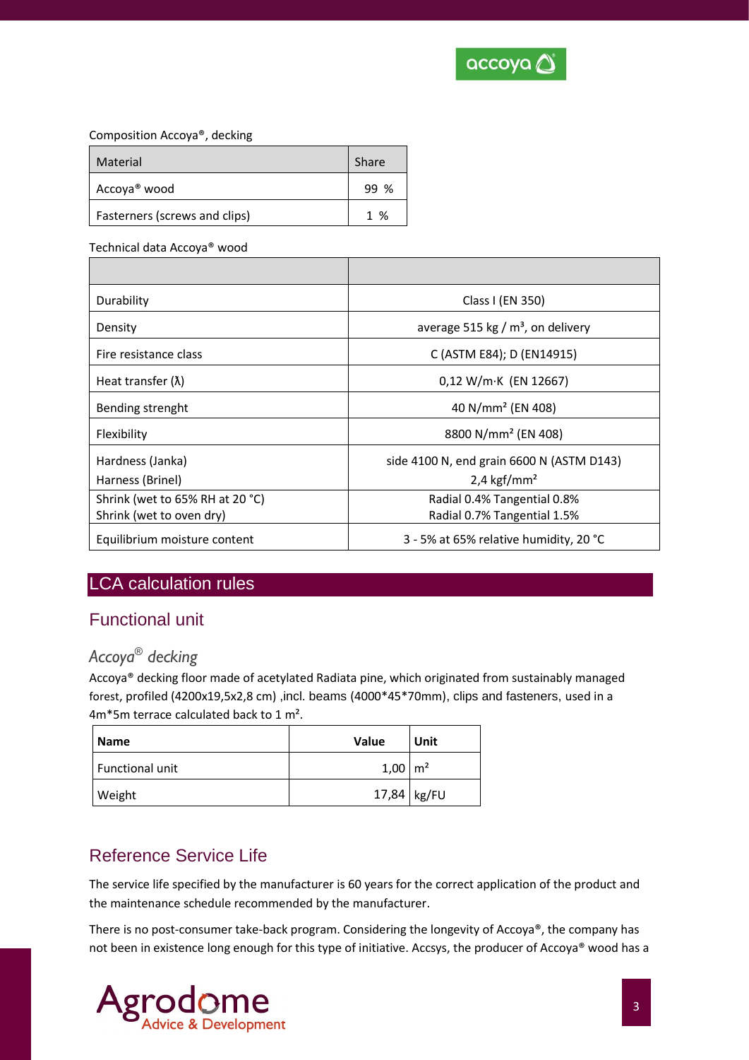Composition Accoya®, decking

| Material | Share |
|---|---|
| Accoya® wood | 99 % |
| Fasterners (screws and clips) | 1 % |

Technical data Accoya® wood

| | |
|---|---|
| Durability | Class I (EN 350) |
| Density | average 515 kg / m³, on delivery |
| Fire resistance class | C (ASTM E84); D (EN14915) |
| Heat transfer (λ) | 0,12 W/m·K (EN 12667) |
| Bending strenght | 40 N/mm² (EN 408) |
| Flexibility | 8800 N/mm² (EN 408) |
| Hardness (Janka)<br>Harness (Brinel) | side 4100 N, end grain 6600 N (ASTM D143)<br>2,4 kgf/mm² |
| Shrink (wet to 65% RH at 20 °C)<br>Shrink (wet to oven dry) | Radial 0.4% Tangential 0.8%<br>Radial 0.7% Tangential 1.5% |
| Equilibrium moisture content | 3 - 5% at 65% relative humidity, 20 °C |

# LCA calculation rules

## Functional unit

### *Accoya® decking*

Accoya® decking floor made of acetylated Radiata pine, which originated from sustainably managed forest, profiled (4200x19,5x2,8 cm) ,incl. beams (4000*45*70mm), clips and fasteners, used in a 4m*5m terrace calculated back to 1 m².

| Name | Value | Unit |
|---|---|---|
| Functional unit | 1,00 | m² |
| Weight | 17,84 | kg/FU |

## Reference Service Life

The service life specified by the manufacturer is 60 years for the correct application of the product and the maintenance schedule recommended by the manufacturer.

There is no post-consumer take-back program. Considering the longevity of Accoya®, the company has not been in existence long enough for this type of initiative. Accsys, the producer of Accoya® wood has a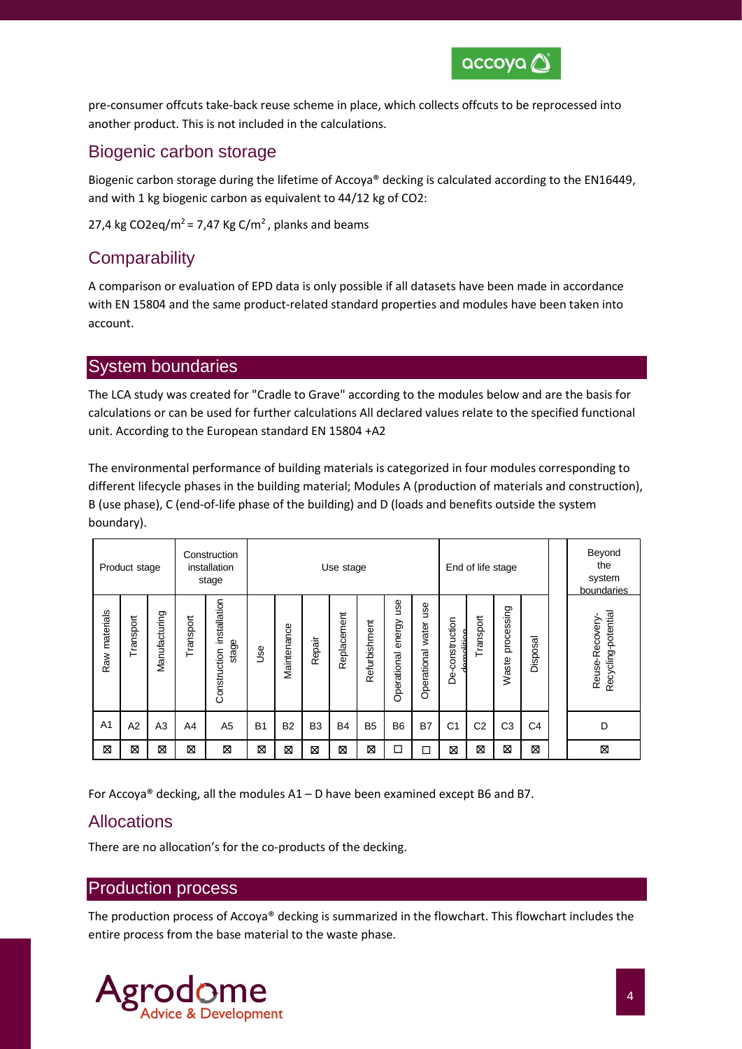pre-consumer offcuts take-back reuse scheme in place, which collects offcuts to be reprocessed into another product. This is not included in the calculations.

## Biogenic carbon storage

Biogenic carbon storage during the lifetime of Accoya® decking is calculated according to the EN16449, and with 1 kg biogenic carbon as equivalent to 44/12 kg of CO2:

27,4 kg CO2eq/m$^2$ = 7,47 Kg C/m$^2$ , planks and beams

## Comparability

A comparison or evaluation of EPD data is only possible if all datasets have been made in accordance with EN 15804 and the same product-related standard properties and modules have been taken into account.

## System boundaries

The LCA study was created for "Cradle to Grave" according to the modules below and are the basis for calculations or can be used for further calculations All declared values relate to the specified functional unit. According to the European standard EN 15804 +A2

The environmental performance of building materials is categorized in four modules corresponding to different lifecycle phases in the building material; Modules A (production of materials and construction), B (use phase), C (end-of-life phase of the building) and D (loads and benefits outside the system boundary).

| Product stage | | | Construction installation stage | | Use stage | | | | | | | End of life stage | | | | Beyond the system boundaries |
|---|---|---|---|---|---|---|---|---|---|---|---|---|---|---|---|---|
| Raw materials | Transport | Manufacturing | Transport | Construction installation stage | Use | Maintenance | Repair | Replacement | Refurbishment | Operational energy use | Operational water use | De-construction demolition | Transport | Waste processing | Disposal | Reuse-Recovery-Recycling-potential |
| A1 | A2 | A3 | A4 | A5 | B1 | B2 | B3 | B4 | B5 | B6 | B7 | C1 | C2 | C3 | C4 | D |
| ⊠ | ⊠ | ⊠ | ⊠ | ⊠ | ⊠ | ⊠ | ⊠ | ⊠ | ⊠ | ☐ | ☐ | ⊠ | ⊠ | ⊠ | ⊠ | ⊠ |

For Accoya® decking, all the modules A1 – D have been examined except B6 and B7.

## Allocations

There are no allocation's for the co-products of the decking.

## Production process

The production process of Accoya® decking is summarized in the flowchart. This flowchart includes the entire process from the base material to the waste phase.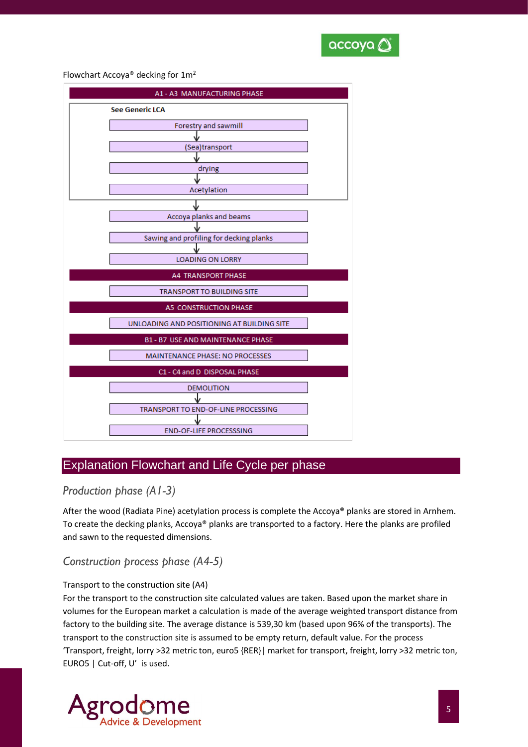Flowchart Accoya® decking for 1m²

**A1 - A3 MANUFACTURING PHASE**

See Generic LCA

- Forestry and sawmill
- ↓
- (Sea)transport
- ↓
- drying
- ↓
- Acetylation

↓

- Accoya planks and beams
- ↓
- Sawing and profiling for decking planks
- ↓
- LOADING ON LORRY

**A4 TRANSPORT PHASE**

- TRANSPORT TO BUILDING SITE

**A5 CONSTRUCTION PHASE**

- UNLOADING AND POSITIONING AT BUILDING SITE

**B1 - B7 USE AND MAINTENANCE PHASE**

- MAINTENANCE PHASE: NO PROCESSES

**C1 - C4 and D DISPOSAL PHASE**

- DEMOLITION
- ↓
- TRANSPORT TO END-OF-LINE PROCESSING
- ↓
- END-OF-LIFE PROCESSSING

## Explanation Flowchart and Life Cycle per phase

### *Production phase (A1-3)*

After the wood (Radiata Pine) acetylation process is complete the Accoya® planks are stored in Arnhem. To create the decking planks, Accoya® planks are transported to a factory. Here the planks are profiled and sawn to the requested dimensions.

### *Construction process phase (A4-5)*

Transport to the construction site (A4)

For the transport to the construction site calculated values are taken. Based upon the market share in volumes for the European market a calculation is made of the average weighted transport distance from factory to the building site. The average distance is 539,30 km (based upon 96% of the transports). The transport to the construction site is assumed to be empty return, default value. For the process 'Transport, freight, lorry >32 metric ton, euro5 {RER}| market for transport, freight, lorry >32 metric ton, EURO5 | Cut-off, U' is used.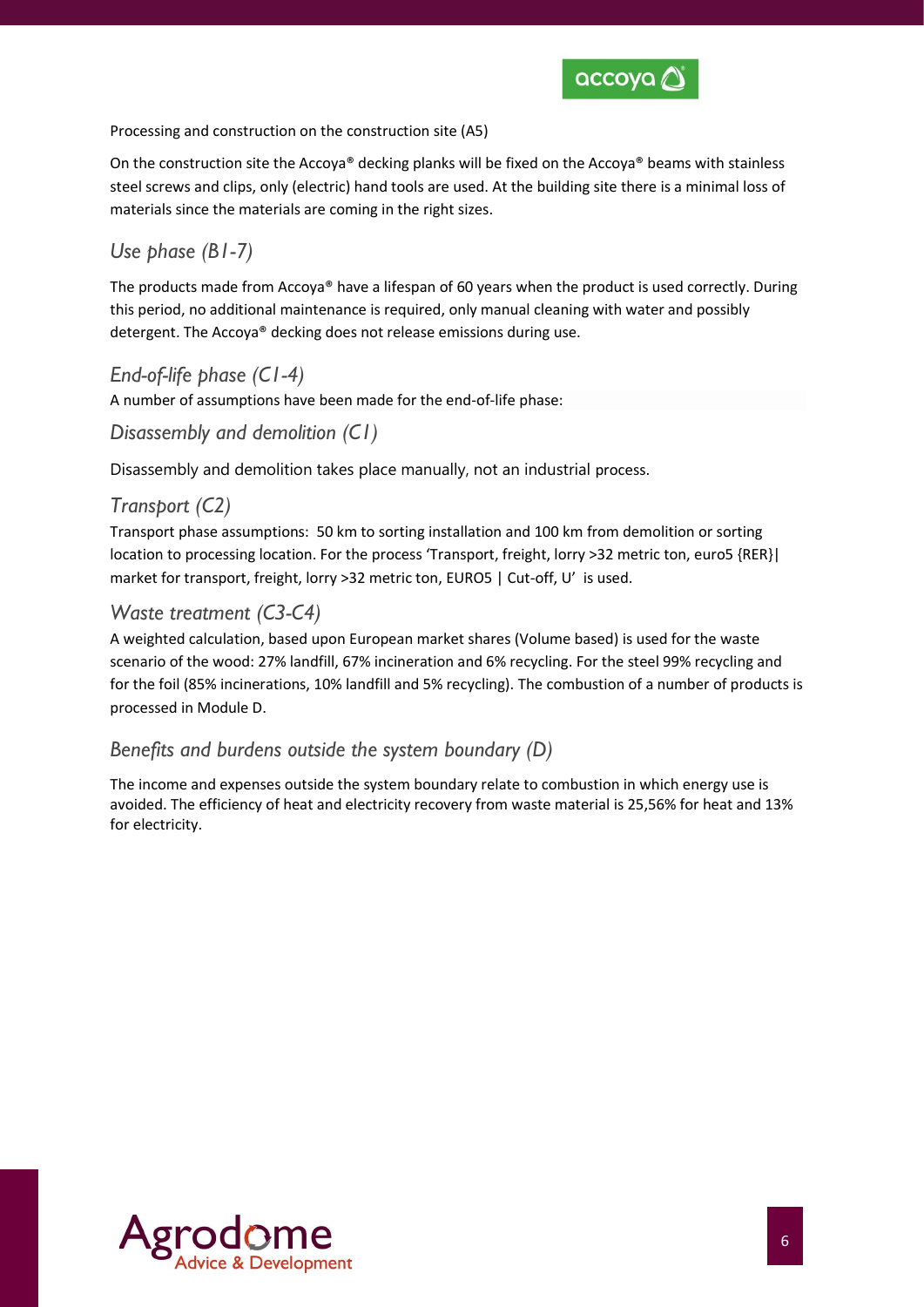Processing and construction on the construction site (A5)

On the construction site the Accoya® decking planks will be fixed on the Accoya® beams with stainless steel screws and clips, only (electric) hand tools are used. At the building site there is a minimal loss of materials since the materials are coming in the right sizes.

## *Use phase (B1-7)*

The products made from Accoya® have a lifespan of 60 years when the product is used correctly. During this period, no additional maintenance is required, only manual cleaning with water and possibly detergent. The Accoya® decking does not release emissions during use.

## *End-of-life phase (C1-4)*

A number of assumptions have been made for the end-of-life phase:

### *Disassembly and demolition (C1)*

Disassembly and demolition takes place manually, not an industrial process.

### *Transport (C2)*

Transport phase assumptions: 50 km to sorting installation and 100 km from demolition or sorting location to processing location. For the process 'Transport, freight, lorry >32 metric ton, euro5 {RER}| market for transport, freight, lorry >32 metric ton, EURO5 | Cut-off, U' is used.

### *Waste treatment (C3-C4)*

A weighted calculation, based upon European market shares (Volume based) is used for the waste scenario of the wood: 27% landfill, 67% incineration and 6% recycling. For the steel 99% recycling and for the foil (85% incinerations, 10% landfill and 5% recycling). The combustion of a number of products is processed in Module D.

## *Benefits and burdens outside the system boundary (D)*

The income and expenses outside the system boundary relate to combustion in which energy use is avoided. The efficiency of heat and electricity recovery from waste material is 25,56% for heat and 13% for electricity.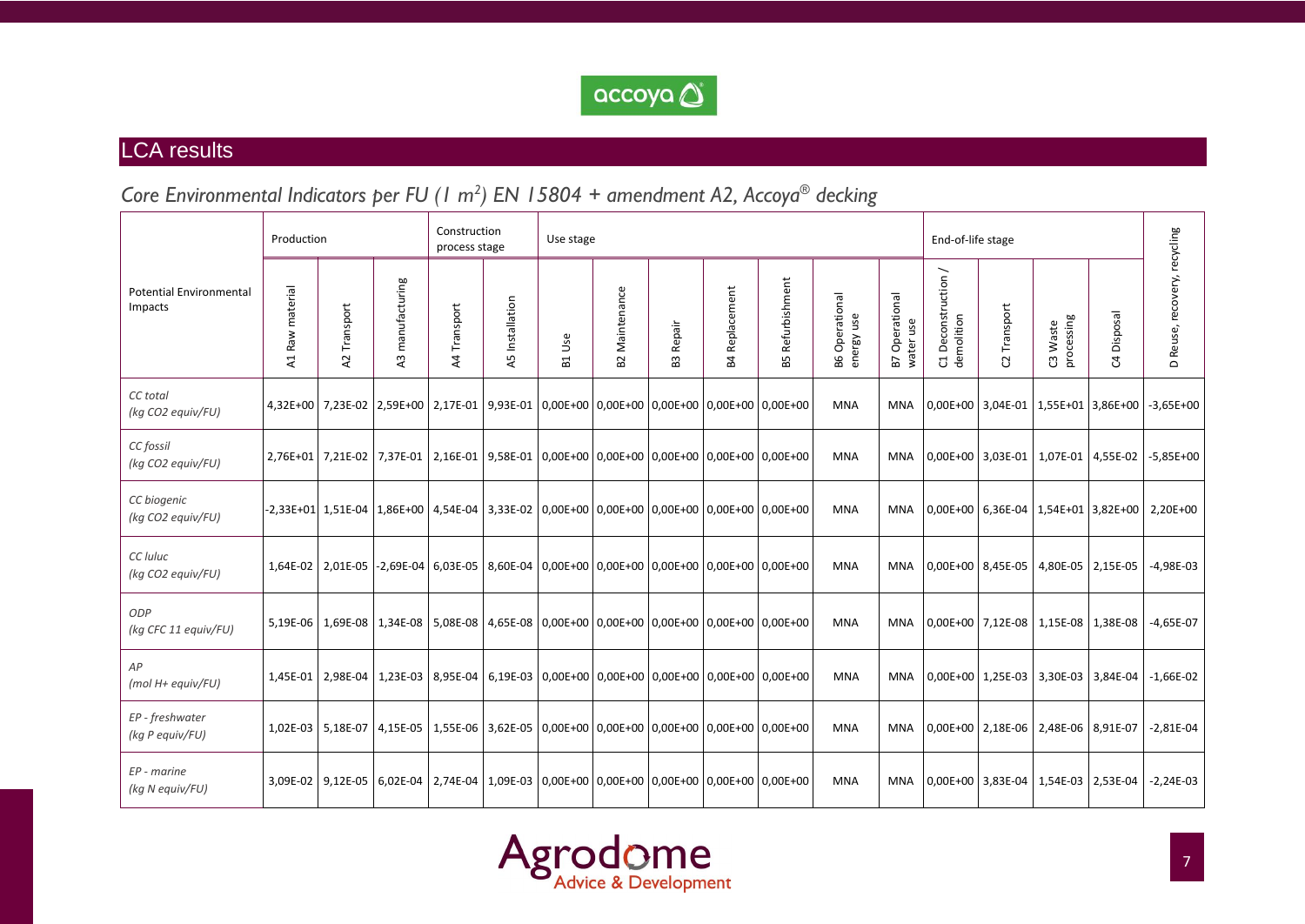## LCA results

### *Core Environmental Indicators per FU (1 m²) EN 15804 + amendment A2, Accoya® decking*

| Potential Environmental Impacts | Production | | | Construction process stage | | Use stage | | | | | | | End-of-life stage | | | | D Reuse, recovery, recycling |
|---|---|---|---|---|---|---|---|---|---|---|---|---|---|---|---|---|---|
| | A1 Raw material | A2 Transport | A3 manufacturing | A4 Transport | A5 Installation | B1 Use | B2 Maintenance | B3 Repair | B4 Replacement | B5 Refurbishment | B6 Operational energy use | B7 Operational water use | C1 Deconstruction / demolition | C2 Transport | C3 Waste processing | C4 Disposal | |
| *CC total (kg CO2 equiv/FU)* | 4,32E+00 | 7,23E-02 | 2,59E+00 | 2,17E-01 | 9,93E-01 | 0,00E+00 | 0,00E+00 | 0,00E+00 | 0,00E+00 | 0,00E+00 | MNA | MNA | 0,00E+00 | 3,04E-01 | 1,55E+01 | 3,86E+00 | -3,65E+00 |
| *CC fossil (kg CO2 equiv/FU)* | 2,76E+01 | 7,21E-02 | 7,37E-01 | 2,16E-01 | 9,58E-01 | 0,00E+00 | 0,00E+00 | 0,00E+00 | 0,00E+00 | 0,00E+00 | MNA | MNA | 0,00E+00 | 3,03E-01 | 1,07E-01 | 4,55E-02 | -5,85E+00 |
| *CC biogenic (kg CO2 equiv/FU)* | -2,33E+01 | 1,51E-04 | 1,86E+00 | 4,54E-04 | 3,33E-02 | 0,00E+00 | 0,00E+00 | 0,00E+00 | 0,00E+00 | 0,00E+00 | MNA | MNA | 0,00E+00 | 6,36E-04 | 1,54E+01 | 3,82E+00 | 2,20E+00 |
| *CC luluc (kg CO2 equiv/FU)* | 1,64E-02 | 2,01E-05 | -2,69E-04 | 6,03E-05 | 8,60E-04 | 0,00E+00 | 0,00E+00 | 0,00E+00 | 0,00E+00 | 0,00E+00 | MNA | MNA | 0,00E+00 | 8,45E-05 | 4,80E-05 | 2,15E-05 | -4,98E-03 |
| *ODP (kg CFC 11 equiv/FU)* | 5,19E-06 | 1,69E-08 | 1,34E-08 | 5,08E-08 | 4,65E-08 | 0,00E+00 | 0,00E+00 | 0,00E+00 | 0,00E+00 | 0,00E+00 | MNA | MNA | 0,00E+00 | 7,12E-08 | 1,15E-08 | 1,38E-08 | -4,65E-07 |
| *AP (mol H+ equiv/FU)* | 1,45E-01 | 2,98E-04 | 1,23E-03 | 8,95E-04 | 6,19E-03 | 0,00E+00 | 0,00E+00 | 0,00E+00 | 0,00E+00 | 0,00E+00 | MNA | MNA | 0,00E+00 | 1,25E-03 | 3,30E-03 | 3,84E-04 | -1,66E-02 |
| *EP - freshwater (kg P equiv/FU)* | 1,02E-03 | 5,18E-07 | 4,15E-05 | 1,55E-06 | 3,62E-05 | 0,00E+00 | 0,00E+00 | 0,00E+00 | 0,00E+00 | 0,00E+00 | MNA | MNA | 0,00E+00 | 2,18E-06 | 2,48E-06 | 8,91E-07 | -2,81E-04 |
| *EP - marine (kg N equiv/FU)* | 3,09E-02 | 9,12E-05 | 6,02E-04 | 2,74E-04 | 1,09E-03 | 0,00E+00 | 0,00E+00 | 0,00E+00 | 0,00E+00 | 0,00E+00 | MNA | MNA | 0,00E+00 | 3,83E-04 | 1,54E-03 | 2,53E-04 | -2,24E-03 |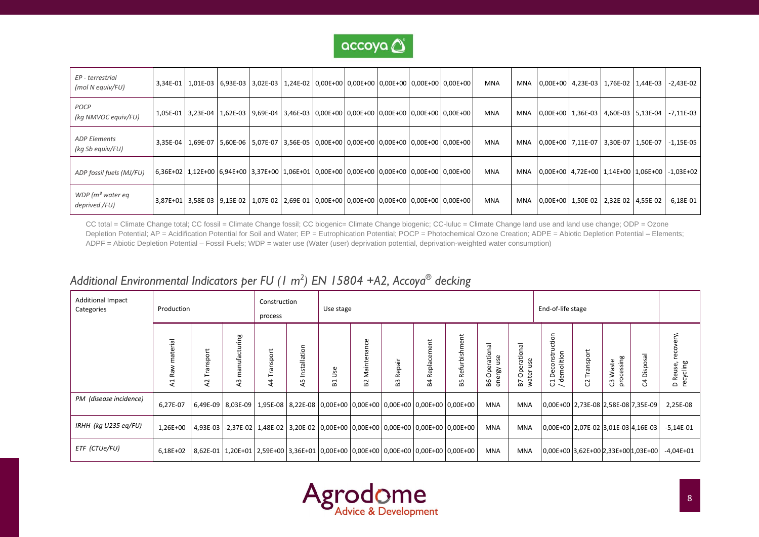| | | | | | | | | | | | | | | | | |
|---|---|---|---|---|---|---|---|---|---|---|---|---|---|---|---|---|
| *EP - terrestrial (mol N equiv/FU)* | 3,34E-01 | 1,01E-03 | 6,93E-03 | 3,02E-03 | 1,24E-02 | 0,00E+00 | 0,00E+00 | 0,00E+00 | 0,00E+00 | 0,00E+00 | MNA | MNA | 0,00E+00 | 4,23E-03 | 1,76E-02 | 1,44E-03 | -2,43E-02 |
| *POCP (kg NMVOC equiv/FU)* | 1,05E-01 | 3,23E-04 | 1,62E-03 | 9,69E-04 | 3,46E-03 | 0,00E+00 | 0,00E+00 | 0,00E+00 | 0,00E+00 | 0,00E+00 | MNA | MNA | 0,00E+00 | 1,36E-03 | 4,60E-03 | 5,13E-04 | -7,11E-03 |
| *ADP Elements (kg Sb equiv/FU)* | 3,35E-04 | 1,69E-07 | 5,60E-06 | 5,07E-07 | 3,56E-05 | 0,00E+00 | 0,00E+00 | 0,00E+00 | 0,00E+00 | 0,00E+00 | MNA | MNA | 0,00E+00 | 7,11E-07 | 3,30E-07 | 1,50E-07 | -1,15E-05 |
| *ADP fossil fuels (MJ/FU)* | 6,36E+02 | 1,12E+00 | 6,94E+00 | 3,37E+00 | 1,06E+01 | 0,00E+00 | 0,00E+00 | 0,00E+00 | 0,00E+00 | 0,00E+00 | MNA | MNA | 0,00E+00 | 4,72E+00 | 1,14E+00 | 1,06E+00 | -1,03E+02 |
| *WDP ($m^3$ water eq deprived /FU)* | 3,87E+01 | 3,58E-03 | 9,15E-02 | 1,07E-02 | 2,69E-01 | 0,00E+00 | 0,00E+00 | 0,00E+00 | 0,00E+00 | 0,00E+00 | MNA | MNA | 0,00E+00 | 1,50E-02 | 2,32E-02 | 4,55E-02 | -6,18E-01 |

CC total = Climate Change total; CC fossil = Climate Change fossil; CC biogenic= Climate Change biogenic; CC-luluc = Climate Change land use and land use change; ODP = Ozone Depletion Potential; AP = Acidification Potential for Soil and Water; EP = Eutrophication Potential; POCP = Photochemical Ozone Creation; ADPE = Abiotic Depletion Potential – Elements; ADPF = Abiotic Depletion Potential – Fossil Fuels; WDP = water use (Water (user) deprivation potential, deprivation-weighted water consumption)

## *Additional Environmental Indicators per FU (1 m²) EN 15804 +A2, Accoya® decking*

| Additional Impact Categories | Production | | | Construction process | | Use stage | | | | | | | End-of-life stage | | | | |
|---|---|---|---|---|---|---|---|---|---|---|---|---|---|---|---|---|---|
| | A1 Raw material | A2 Transport | A3 manufacturing | A4 Transport | A5 Installation | B1 Use | B2 Maintenance | B3 Repair | B4 Replacement | B5 Refurbishment | B6 Operational energy use | B7 Operational water use | C1 Deconstruction / demolition | C2 Transport | C3 Waste processing | C4 Disposal | D Reuse, recovery, recycling |
| *PM (disease incidence)* | 6,27E-07 | 6,49E-09 | 8,03E-09 | 1,95E-08 | 8,22E-08 | 0,00E+00 | 0,00E+00 | 0,00E+00 | 0,00E+00 | 0,00E+00 | MNA | MNA | 0,00E+00 | 2,73E-08 | 2,58E-08 | 7,35E-09 | 2,25E-08 |
| *IRHH (kg U235 eq/FU)* | 1,26E+00 | 4,93E-03 | -2,37E-02 | 1,48E-02 | 3,20E-02 | 0,00E+00 | 0,00E+00 | 0,00E+00 | 0,00E+00 | 0,00E+00 | MNA | MNA | 0,00E+00 | 2,07E-02 | 3,01E-03 | 4,16E-03 | -5,14E-01 |
| *ETF (CTUe/FU)* | 6,18E+02 | 8,62E-01 | 1,20E+01 | 2,59E+00 | 3,36E+01 | 0,00E+00 | 0,00E+00 | 0,00E+00 | 0,00E+00 | 0,00E+00 | MNA | MNA | 0,00E+00 | 3,62E+00 | 2,33E+00 | 1,03E+00 | -4,04E+01 |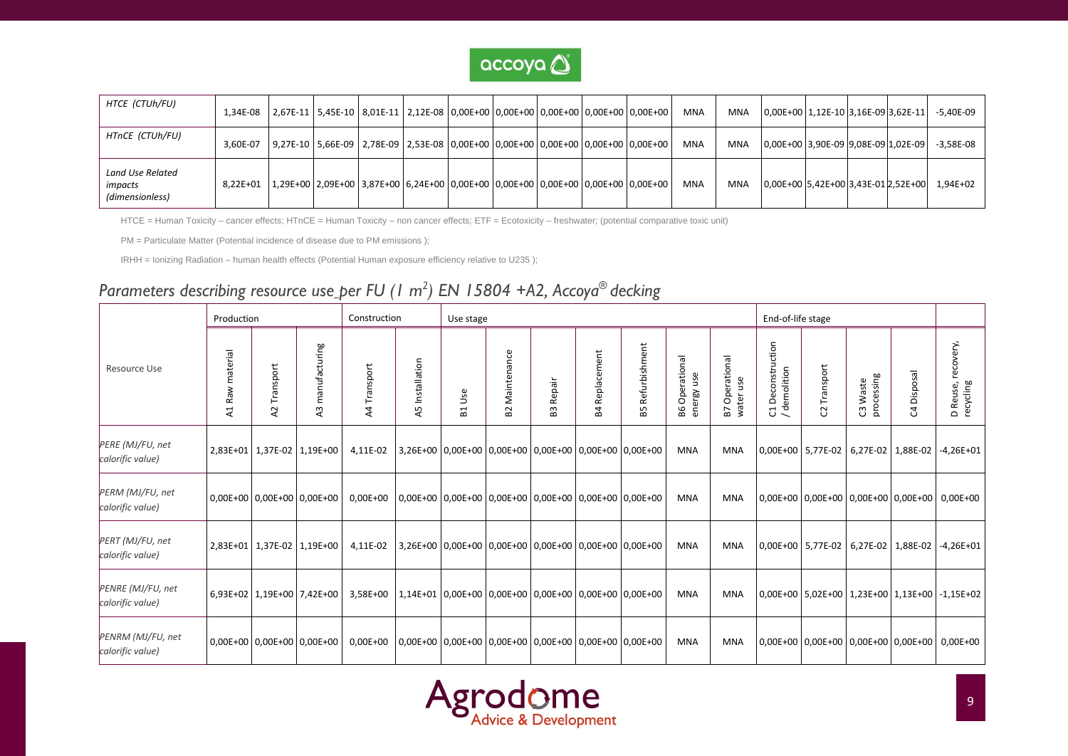| HTCE (CTUh/FU) | 1,34E-08 | 2,67E-11 | 5,45E-10 | 8,01E-11 | 2,12E-08 | 0,00E+00 | 0,00E+00 | 0,00E+00 | 0,00E+00 | 0,00E+00 | MNA | MNA | 0,00E+00 | 1,12E-10 | 3,16E-09 | 3,62E-11 | -5,40E-09 |
|---|---|---|---|---|---|---|---|---|---|---|---|---|---|---|---|---|---|
| HTnCE (CTUh/FU) | 3,60E-07 | 9,27E-10 | 5,66E-09 | 2,78E-09 | 2,53E-08 | 0,00E+00 | 0,00E+00 | 0,00E+00 | 0,00E+00 | 0,00E+00 | MNA | MNA | 0,00E+00 | 3,90E-09 | 9,08E-09 | 1,02E-09 | -3,58E-08 |
| Land Use Related impacts (dimensionless) | 8,22E+01 | 1,29E+00 | 2,09E+00 | 3,87E+00 | 6,24E+00 | 0,00E+00 | 0,00E+00 | 0,00E+00 | 0,00E+00 | 0,00E+00 | MNA | MNA | 0,00E+00 | 5,42E+00 | 3,43E-01 | 2,52E+00 | 1,94E+02 |

HTCE = Human Toxicity – cancer effects; HTnCE = Human Toxicity – non cancer effects; ETF = Ecotoxicity – freshwater; (potential comparative toxic unit)

PM = Particulate Matter (Potential incidence of disease due to PM emissions );

IRHH = Ionizing Radiation – human health effects (Potential Human exposure efficiency relative to U235 );

## *Parameters describing resource use per FU (1 m²) EN 15804 +A2, Accoya® decking*

| Resource Use | Production | | | Construction | | Use stage | | | | | | | End-of-life stage | | | | |
|---|---|---|---|---|---|---|---|---|---|---|---|---|---|---|---|---|---|
| | A1 Raw material | A2 Transport | A3 manufacturing | A4 Transport | A5 Installation | B1 Use | B2 Maintenance | B3 Repair | B4 Replacement | B5 Refurbishment | B6 Operational energy use | B7 Operational water use | C1 Deconstruction / demolition | C2 Transport | C3 Waste processing | C4 Disposal | D Reuse, recovery, recycling |
| PERE (MJ/FU, net calorific value) | 2,83E+01 | 1,37E-02 | 1,19E+00 | 4,11E-02 | 3,26E+00 | 0,00E+00 | 0,00E+00 | 0,00E+00 | 0,00E+00 | 0,00E+00 | MNA | MNA | 0,00E+00 | 5,77E-02 | 6,27E-02 | 1,88E-02 | -4,26E+01 |
| PERM (MJ/FU, net calorific value) | 0,00E+00 | 0,00E+00 | 0,00E+00 | 0,00E+00 | 0,00E+00 | 0,00E+00 | 0,00E+00 | 0,00E+00 | 0,00E+00 | 0,00E+00 | MNA | MNA | 0,00E+00 | 0,00E+00 | 0,00E+00 | 0,00E+00 | 0,00E+00 |
| PERT (MJ/FU, net calorific value) | 2,83E+01 | 1,37E-02 | 1,19E+00 | 4,11E-02 | 3,26E+00 | 0,00E+00 | 0,00E+00 | 0,00E+00 | 0,00E+00 | 0,00E+00 | MNA | MNA | 0,00E+00 | 5,77E-02 | 6,27E-02 | 1,88E-02 | -4,26E+01 |
| PENRE (MJ/FU, net calorific value) | 6,93E+02 | 1,19E+00 | 7,42E+00 | 3,58E+00 | 1,14E+01 | 0,00E+00 | 0,00E+00 | 0,00E+00 | 0,00E+00 | 0,00E+00 | MNA | MNA | 0,00E+00 | 5,02E+00 | 1,23E+00 | 1,13E+00 | -1,15E+02 |
| PENRM (MJ/FU, net calorific value) | 0,00E+00 | 0,00E+00 | 0,00E+00 | 0,00E+00 | 0,00E+00 | 0,00E+00 | 0,00E+00 | 0,00E+00 | 0,00E+00 | 0,00E+00 | MNA | MNA | 0,00E+00 | 0,00E+00 | 0,00E+00 | 0,00E+00 | 0,00E+00 |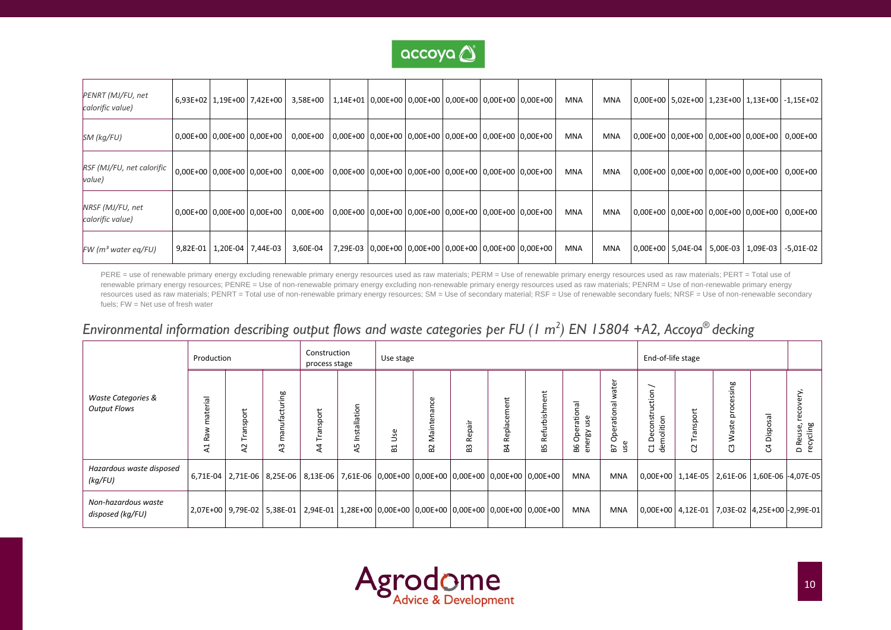| | | | | | | | | | | | | | | | | | |
|---|---|---|---|---|---|---|---|---|---|---|---|---|---|---|---|---|---|
| *PENRT (MJ/FU, net calorific value)* | 6,93E+02 | 1,19E+00 | 7,42E+00 | 3,58E+00 | 1,14E+01 | 0,00E+00 | 0,00E+00 | 0,00E+00 | 0,00E+00 | 0,00E+00 | MNA | MNA | 0,00E+00 | 5,02E+00 | 1,23E+00 | 1,13E+00 | -1,15E+02 |
| *SM (kg/FU)* | 0,00E+00 | 0,00E+00 | 0,00E+00 | 0,00E+00 | 0,00E+00 | 0,00E+00 | 0,00E+00 | 0,00E+00 | 0,00E+00 | 0,00E+00 | MNA | MNA | 0,00E+00 | 0,00E+00 | 0,00E+00 | 0,00E+00 | 0,00E+00 |
| *RSF (MJ/FU, net calorific value)* | 0,00E+00 | 0,00E+00 | 0,00E+00 | 0,00E+00 | 0,00E+00 | 0,00E+00 | 0,00E+00 | 0,00E+00 | 0,00E+00 | 0,00E+00 | MNA | MNA | 0,00E+00 | 0,00E+00 | 0,00E+00 | 0,00E+00 | 0,00E+00 |
| *NRSF (MJ/FU, net calorific value)* | 0,00E+00 | 0,00E+00 | 0,00E+00 | 0,00E+00 | 0,00E+00 | 0,00E+00 | 0,00E+00 | 0,00E+00 | 0,00E+00 | 0,00E+00 | MNA | MNA | 0,00E+00 | 0,00E+00 | 0,00E+00 | 0,00E+00 | 0,00E+00 |
| *FW ($m^3$ water eq/FU)* | 9,82E-01 | 1,20E-04 | 7,44E-03 | 3,60E-04 | 7,29E-03 | 0,00E+00 | 0,00E+00 | 0,00E+00 | 0,00E+00 | 0,00E+00 | MNA | MNA | 0,00E+00 | 5,04E-04 | 5,00E-03 | 1,09E-03 | -5,01E-02 |

PERE = use of renewable primary energy excluding renewable primary energy resources used as raw materials; PERM = Use of renewable primary energy resources used as raw materials; PERT = Total use of renewable primary energy resources; PENRE = Use of non-renewable primary energy excluding non-renewable primary energy resources used as raw materials; PENRM = Use of non-renewable primary energy resources used as raw materials; PENRT = Total use of non-renewable primary energy resources; SM = Use of secondary material; RSF = Use of renewable secondary fuels; NRSF = Use of non-renewable secondary fuels; FW = Net use of fresh water

## *Environmental information describing output flows and waste categories per FU (1 $m^2$) EN 15804 +A2, Accoya® decking*

| *Waste Categories & Output Flows* | Production | | | Construction process stage | | Use stage | | | | | | | End-of-life stage | | | | |
|---|---|---|---|---|---|---|---|---|---|---|---|---|---|---|---|---|---|
| | A1 Raw material | A2 Transport | A3 manufacturing | A4 Transport | A5 Installation | B1 Use | B2 Maintenance | B3 Repair | B4 Replacement | B5 Refurbishment | B6 Operational energy use | B7 Operational water use | C1 Deconstruction / demolition | C2 Transport | C3 Waste processing | C4 Disposal | D Reuse, recovery, recycling |
| *Hazardous waste disposed (kg/FU)* | 6,71E-04 | 2,71E-06 | 8,25E-06 | 8,13E-06 | 7,61E-06 | 0,00E+00 | 0,00E+00 | 0,00E+00 | 0,00E+00 | 0,00E+00 | MNA | MNA | 0,00E+00 | 1,14E-05 | 2,61E-06 | 1,60E-06 | -4,07E-05 |
| *Non-hazardous waste disposed (kg/FU)* | 2,07E+00 | 9,79E-02 | 5,38E-01 | 2,94E-01 | 1,28E+00 | 0,00E+00 | 0,00E+00 | 0,00E+00 | 0,00E+00 | 0,00E+00 | MNA | MNA | 0,00E+00 | 4,12E-01 | 7,03E-02 | 4,25E+00 | -2,99E-01 |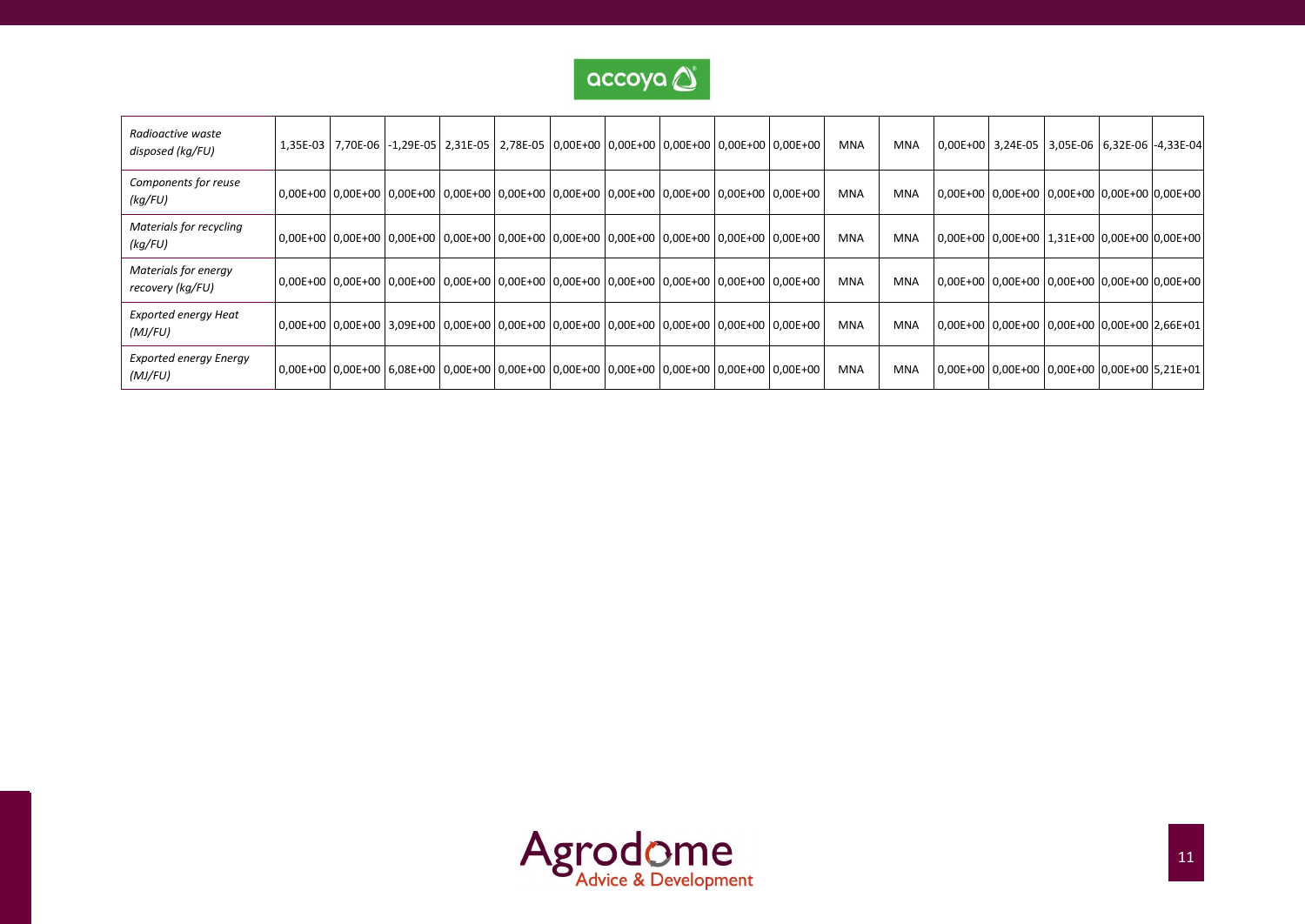| | | | | | | | | | | | | | | | | | |
|---|---|---|---|---|---|---|---|---|---|---|---|---|---|---|---|---|---|
| *Radioactive waste disposed (kg/FU)* | 1,35E-03 | 7,70E-06 | -1,29E-05 | 2,31E-05 | 2,78E-05 | 0,00E+00 | 0,00E+00 | 0,00E+00 | 0,00E+00 | 0,00E+00 | MNA | MNA | 0,00E+00 | 3,24E-05 | 3,05E-06 | 6,32E-06 | -4,33E-04 |
| *Components for reuse (kg/FU)* | 0,00E+00 | 0,00E+00 | 0,00E+00 | 0,00E+00 | 0,00E+00 | 0,00E+00 | 0,00E+00 | 0,00E+00 | 0,00E+00 | 0,00E+00 | MNA | MNA | 0,00E+00 | 0,00E+00 | 0,00E+00 | 0,00E+00 | 0,00E+00 |
| *Materials for recycling (kg/FU)* | 0,00E+00 | 0,00E+00 | 0,00E+00 | 0,00E+00 | 0,00E+00 | 0,00E+00 | 0,00E+00 | 0,00E+00 | 0,00E+00 | 0,00E+00 | MNA | MNA | 0,00E+00 | 0,00E+00 | 1,31E+00 | 0,00E+00 | 0,00E+00 |
| *Materials for energy recovery (kg/FU)* | 0,00E+00 | 0,00E+00 | 0,00E+00 | 0,00E+00 | 0,00E+00 | 0,00E+00 | 0,00E+00 | 0,00E+00 | 0,00E+00 | 0,00E+00 | MNA | MNA | 0,00E+00 | 0,00E+00 | 0,00E+00 | 0,00E+00 | 0,00E+00 |
| *Exported energy Heat (MJ/FU)* | 0,00E+00 | 0,00E+00 | 3,09E+00 | 0,00E+00 | 0,00E+00 | 0,00E+00 | 0,00E+00 | 0,00E+00 | 0,00E+00 | 0,00E+00 | MNA | MNA | 0,00E+00 | 0,00E+00 | 0,00E+00 | 0,00E+00 | 2,66E+01 |
| *Exported energy Energy (MJ/FU)* | 0,00E+00 | 0,00E+00 | 6,08E+00 | 0,00E+00 | 0,00E+00 | 0,00E+00 | 0,00E+00 | 0,00E+00 | 0,00E+00 | 0,00E+00 | MNA | MNA | 0,00E+00 | 0,00E+00 | 0,00E+00 | 0,00E+00 | 5,21E+01 |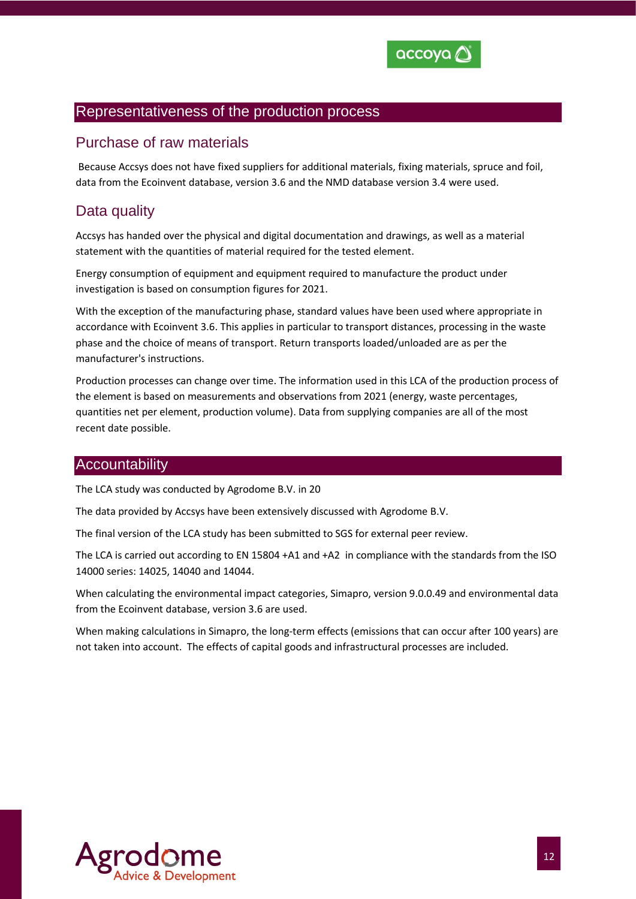## Representativeness of the production process

### Purchase of raw materials

Because Accsys does not have fixed suppliers for additional materials, fixing materials, spruce and foil, data from the Ecoinvent database, version 3.6 and the NMD database version 3.4 were used.

### Data quality

Accsys has handed over the physical and digital documentation and drawings, as well as a material statement with the quantities of material required for the tested element.

Energy consumption of equipment and equipment required to manufacture the product under investigation is based on consumption figures for 2021.

With the exception of the manufacturing phase, standard values have been used where appropriate in accordance with Ecoinvent 3.6. This applies in particular to transport distances, processing in the waste phase and the choice of means of transport. Return transports loaded/unloaded are as per the manufacturer's instructions.

Production processes can change over time. The information used in this LCA of the production process of the element is based on measurements and observations from 2021 (energy, waste percentages, quantities net per element, production volume). Data from supplying companies are all of the most recent date possible.

## Accountability

The LCA study was conducted by Agrodome B.V. in 20

The data provided by Accsys have been extensively discussed with Agrodome B.V.

The final version of the LCA study has been submitted to SGS for external peer review.

The LCA is carried out according to EN 15804 +A1 and +A2 in compliance with the standards from the ISO 14000 series: 14025, 14040 and 14044.

When calculating the environmental impact categories, Simapro, version 9.0.0.49 and environmental data from the Ecoinvent database, version 3.6 are used.

When making calculations in Simapro, the long-term effects (emissions that can occur after 100 years) are not taken into account. The effects of capital goods and infrastructural processes are included.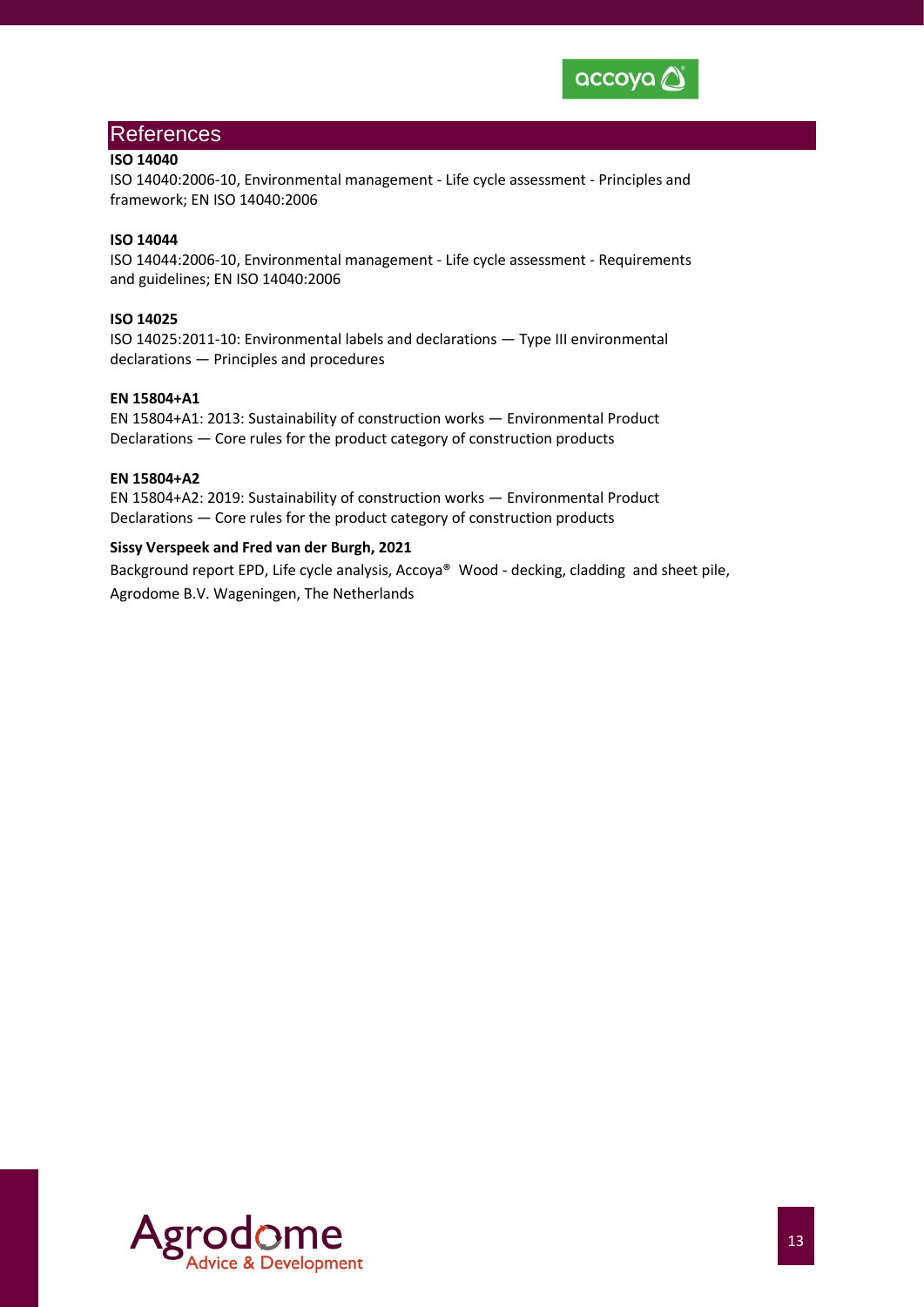# References

**ISO 14040**

ISO 14040:2006-10, Environmental management - Life cycle assessment - Principles and framework; EN ISO 14040:2006

**ISO 14044**

ISO 14044:2006-10, Environmental management - Life cycle assessment - Requirements and guidelines; EN ISO 14040:2006

**ISO 14025**

ISO 14025:2011-10: Environmental labels and declarations — Type III environmental declarations — Principles and procedures

**EN 15804+A1**

EN 15804+A1: 2013: Sustainability of construction works — Environmental Product Declarations — Core rules for the product category of construction products

**EN 15804+A2**

EN 15804+A2: 2019: Sustainability of construction works — Environmental Product Declarations — Core rules for the product category of construction products

**Sissy Verspeek and Fred van der Burgh, 2021**

Background report EPD, Life cycle analysis, Accoya® Wood - decking, cladding and sheet pile, Agrodome B.V. Wageningen, The Netherlands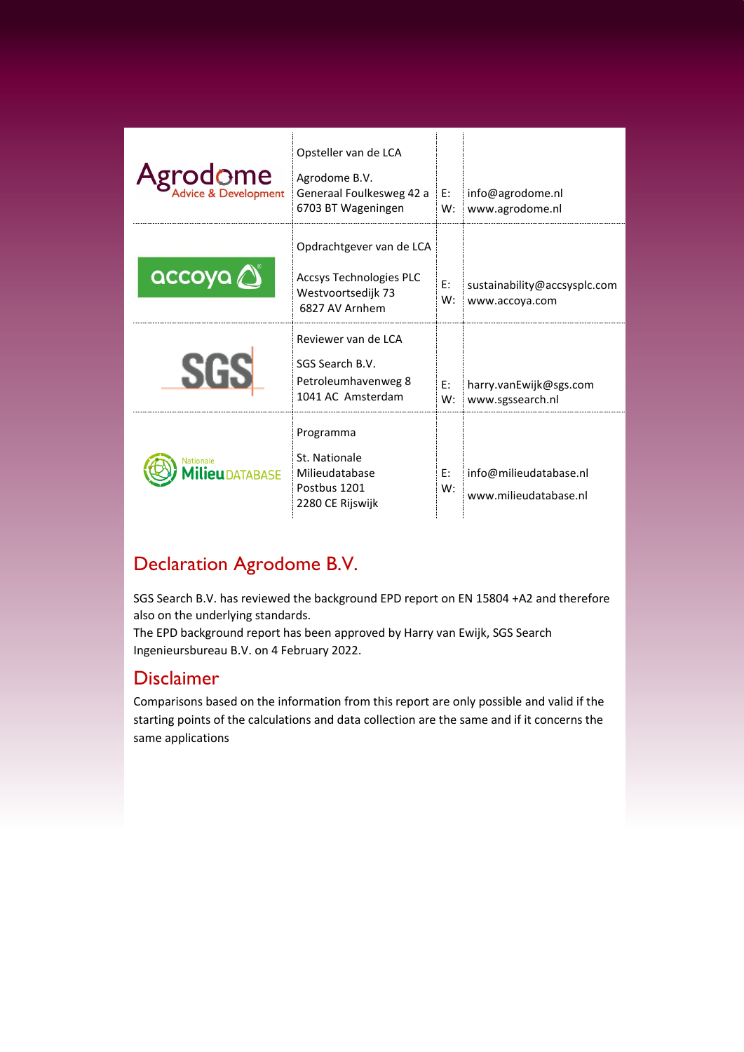| | | | |
|---|---|---|---|
| Agrodome Advice & Development | Opsteller van de LCA<br><br>Agrodome B.V.<br>Generaal Foulkesweg 42 a<br>6703 BT Wageningen | E:<br>W: | info@agrodome.nl<br>www.agrodome.nl |
| accoya | Opdrachtgever van de LCA<br><br>Accsys Technologies PLC<br>Westvoortsedijk 73<br>6827 AV Arnhem | E:<br>W: | sustainability@accsysplc.com<br>www.accoya.com |
| SGS | Reviewer van de LCA<br><br>SGS Search B.V.<br>Petroleumhavenweg 8<br>1041 AC Amsterdam | E:<br>W: | harry.vanEwijk@sgs.com<br>www.sgssearch.nl |
| Nationale Milieu DATABASE | Programma<br><br>St. Nationale Milieudatabase<br>Postbus 1201<br>2280 CE Rijswijk | E:<br>W: | info@milieudatabase.nl<br>www.milieudatabase.nl |

## Declaration Agrodome B.V.

SGS Search B.V. has reviewed the background EPD report on EN 15804 +A2 and therefore also on the underlying standards.
The EPD background report has been approved by Harry van Ewijk, SGS Search Ingenieursbureau B.V. on 4 February 2022.

## Disclaimer

Comparisons based on the information from this report are only possible and valid if the starting points of the calculations and data collection are the same and if it concerns the same applications